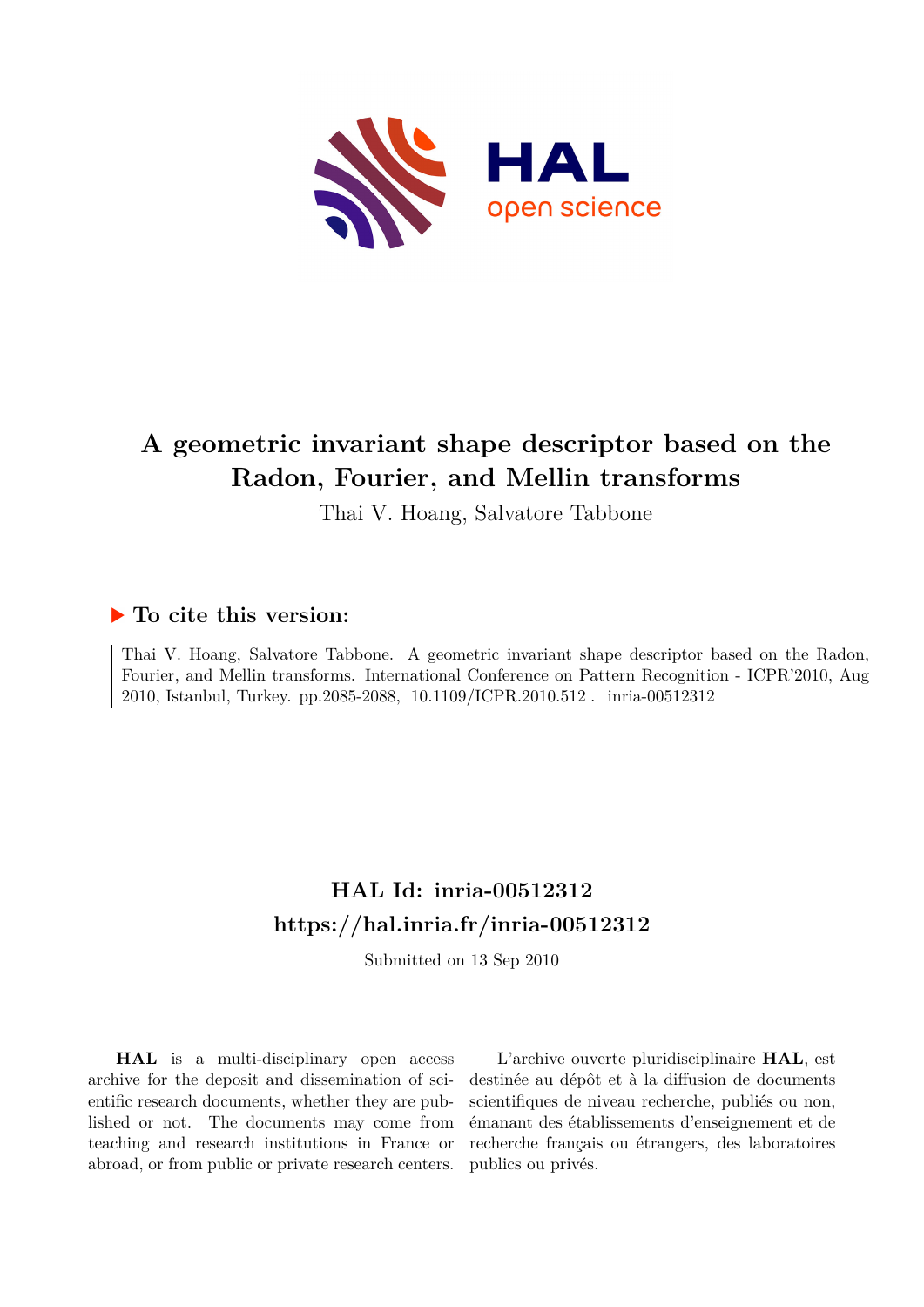# A geometric invariant shape descriptor based on the Radon, Fourier, and Mellin transforms

Thai V. Hoang, Salvatore Tabbone

## ▶ To cite this version:

Thai V. Hoang, Salvatore Tabbone. A geometric invariant shape descriptor based on the Radon, Fourier, and Mellin transforms. International Conference on Pattern Recognition - ICPR'2010, Aug 2010, Istanbul, Turkey. pp.2085-2088, 10.1109/ICPR.2010.512 . inria-00512312

## HAL Id: inria-00512312

## https://hal.inria.fr/inria-00512312

Submitted on 13 Sep 2010

**HAL** is a multi-disciplinary open access archive for the deposit and dissemination of scientific research documents, whether they are published or not. The documents may come from teaching and research institutions in France or abroad, or from public or private research centers.

L'archive ouverte pluridisciplinaire **HAL**, est destinée au dépôt et à la diffusion de documents scientifiques de niveau recherche, publiés ou non, émanant des établissements d'enseignement et de recherche français ou étrangers, des laboratoires publics ou privés.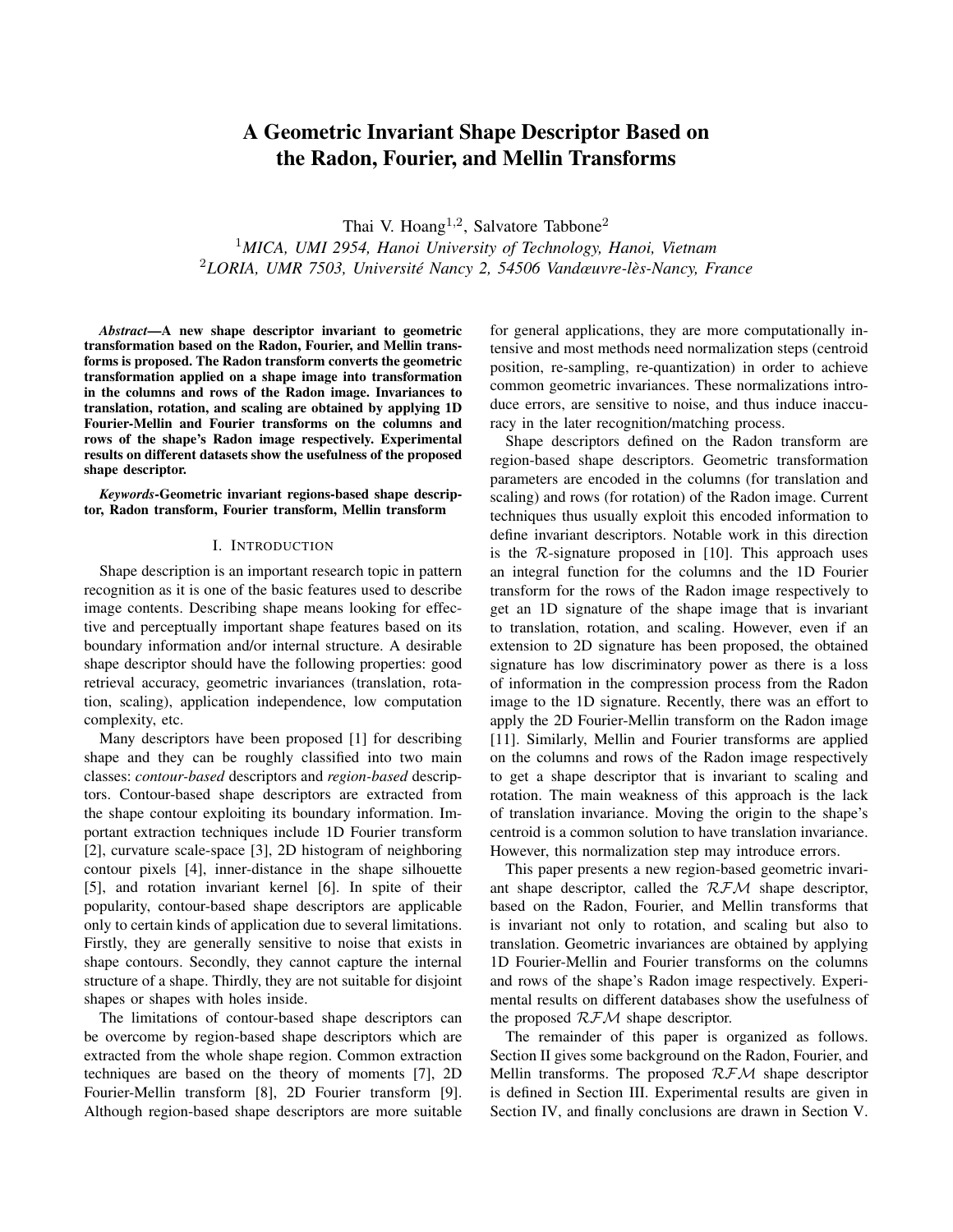# A Geometric Invariant Shape Descriptor Based on the Radon, Fourier, and Mellin Transforms

Thai V. Hoang[1,2], Salvatore Tabbone[2]

[1]*MICA, UMI 2954, Hanoi University of Technology, Hanoi, Vietnam*

[2]*LORIA, UMR 7503, Université Nancy 2, 54506 Vandœuvre-lès-Nancy, France*

***Abstract*—A new shape descriptor invariant to geometric transformation based on the Radon, Fourier, and Mellin transforms is proposed. The Radon transform converts the geometric transformation applied on a shape image into transformation in the columns and rows of the Radon image. Invariances to translation, rotation, and scaling are obtained by applying 1D Fourier-Mellin and Fourier transforms on the columns and rows of the shape's Radon image respectively. Experimental results on different datasets show the usefulness of the proposed shape descriptor.**

***Keywords*-Geometric invariant regions-based shape descriptor, Radon transform, Fourier transform, Mellin transform**

## I. Introduction

Shape description is an important research topic in pattern recognition as it is one of the basic features used to describe image contents. Describing shape means looking for effective and perceptually important shape features based on its boundary information and/or internal structure. A desirable shape descriptor should have the following properties: good retrieval accuracy, geometric invariances (translation, rotation, scaling), application independence, low computation complexity, etc.

Many descriptors have been proposed [1] for describing shape and they can be roughly classified into two main classes: *contour-based* descriptors and *region-based* descriptors. Contour-based shape descriptors are extracted from the shape contour exploiting its boundary information. Important extraction techniques include 1D Fourier transform [2], curvature scale-space [3], 2D histogram of neighboring contour pixels [4], inner-distance in the shape silhouette [5], and rotation invariant kernel [6]. In spite of their popularity, contour-based shape descriptors are applicable only to certain kinds of application due to several limitations. Firstly, they are generally sensitive to noise that exists in shape contours. Secondly, they cannot capture the internal structure of a shape. Thirdly, they are not suitable for disjoint shapes or shapes with holes inside.

The limitations of contour-based shape descriptors can be overcome by region-based shape descriptors which are extracted from the whole shape region. Common extraction techniques are based on the theory of moments [7], 2D Fourier-Mellin transform [8], 2D Fourier transform [9]. Although region-based shape descriptors are more suitable for general applications, they are more computationally intensive and most methods need normalization steps (centroid position, re-sampling, re-quantization) in order to achieve common geometric invariances. These normalizations introduce errors, are sensitive to noise, and thus induce inaccuracy in the later recognition/matching process.

Shape descriptors defined on the Radon transform are region-based shape descriptors. Geometric transformation parameters are encoded in the columns (for translation and scaling) and rows (for rotation) of the Radon image. Current techniques thus usually exploit this encoded information to define invariant descriptors. Notable work in this direction is the $\mathcal{R}$-signature proposed in [10]. This approach uses an integral function for the columns and the 1D Fourier transform for the rows of the Radon image respectively to get an 1D signature of the shape image that is invariant to translation, rotation, and scaling. However, even if an extension to 2D signature has been proposed, the obtained signature has low discriminatory power as there is a loss of information in the compression process from the Radon image to the 1D signature. Recently, there was an effort to apply the 2D Fourier-Mellin transform on the Radon image [11]. Similarly, Mellin and Fourier transforms are applied on the columns and rows of the Radon image respectively to get a shape descriptor that is invariant to scaling and rotation. The main weakness of this approach is the lack of translation invariance. Moving the origin to the shape's centroid is a common solution to have translation invariance. However, this normalization step may introduce errors.

This paper presents a new region-based geometric invariant shape descriptor, called the $\mathcal{RFM}$ shape descriptor, based on the Radon, Fourier, and Mellin transforms that is invariant not only to rotation, and scaling but also to translation. Geometric invariances are obtained by applying 1D Fourier-Mellin and Fourier transforms on the columns and rows of the shape's Radon image respectively. Experimental results on different databases show the usefulness of the proposed $\mathcal{RFM}$ shape descriptor.

The remainder of this paper is organized as follows. Section II gives some background on the Radon, Fourier, and Mellin transforms. The proposed $\mathcal{RFM}$ shape descriptor is defined in Section III. Experimental results are given in Section IV, and finally conclusions are drawn in Section V.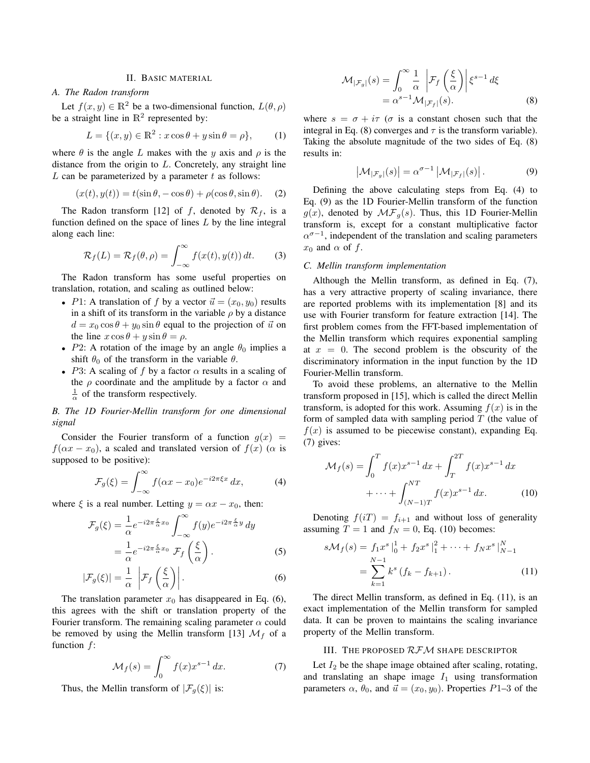## II. Basic material

### A. The Radon transform

Let $f(x, y) \in \mathbb{R}^2$ be a two-dimensional function, $L(\theta, \rho)$ be a straight line in $\mathbb{R}^2$ represented by:

$$L = \{(x, y) \in \mathbb{R}^2 : x \cos\theta + y \sin\theta = \rho\}, \tag{1}$$

where $\theta$ is the angle $L$ makes with the $y$ axis and $\rho$ is the distance from the origin to $L$. Concretely, any straight line $L$ can be parameterized by a parameter $t$ as follows:

$$(x(t), y(t)) = t(\sin\theta, -\cos\theta) + \rho(\cos\theta, \sin\theta). \tag{2}$$

The Radon transform [12] of $f$, denoted by $\mathcal{R}_f$, is a function defined on the space of lines $L$ by the line integral along each line:

$$\mathcal{R}_f(L) = \mathcal{R}_f(\theta, \rho) = \int_{-\infty}^{\infty} f(x(t), y(t))\, dt. \tag{3}$$

The Radon transform has some useful properties on translation, rotation, and scaling as outlined below:

- $P1$: A translation of $f$ by a vector $\vec{u} = (x_0, y_0)$ results in a shift of its transform in the variable $\rho$ by a distance $d = x_0 \cos\theta + y_0 \sin\theta$ equal to the projection of $\vec{u}$ on the line $x \cos\theta + y \sin\theta = \rho$.
- $P2$: A rotation of the image by an angle $\theta_0$ implies a shift $\theta_0$ of the transform in the variable $\theta$.
- $P3$: A scaling of $f$ by a factor $\alpha$ results in a scaling of the $\rho$ coordinate and the amplitude by a factor $\alpha$ and $\frac{1}{\alpha}$ of the transform respectively.

### B. The 1D Fourier-Mellin transform for one dimensional signal

Consider the Fourier transform of a function $g(x) = f(\alpha x - x_0)$, a scaled and translated version of $f(x)$ ($\alpha$ is supposed to be positive):

$$\mathcal{F}_g(\xi) = \int_{-\infty}^{\infty} f(\alpha x - x_0) e^{-i2\pi\xi x}\, dx, \tag{4}$$

where $\xi$ is a real number. Letting $y = \alpha x - x_0$, then:

$$\begin{aligned}\mathcal{F}_g(\xi) &= \frac{1}{\alpha} e^{-i2\pi\frac{\xi}{\alpha}x_0} \int_{-\infty}^{\infty} f(y) e^{-i2\pi\frac{\xi}{\alpha}y}\, dy \\ &= \frac{1}{\alpha} e^{-i2\pi\frac{\xi}{\alpha}x_0}\ \mathcal{F}_f\left(\frac{\xi}{\alpha}\right). \end{aligned} \tag{5}$$

$$|\mathcal{F}_g(\xi)| = \frac{1}{\alpha}\ \left|\mathcal{F}_f\left(\frac{\xi}{\alpha}\right)\right|. \tag{6}$$

The translation parameter $x_0$ has disappeared in Eq. (6), this agrees with the shift or translation property of the Fourier transform. The remaining scaling parameter $\alpha$ could be removed by using the Mellin transform [13] $\mathcal{M}_f$ of a function $f$:

$$\mathcal{M}_f(s) = \int_0^{\infty} f(x) x^{s-1}\, dx. \tag{7}$$

Thus, the Mellin transform of $|\mathcal{F}_g(\xi)|$ is:

$$\begin{aligned}\mathcal{M}_{|\mathcal{F}_g|}(s) &= \int_0^{\infty} \frac{1}{\alpha}\ \left|\mathcal{F}_f\left(\frac{\xi}{\alpha}\right)\right| \xi^{s-1}\, d\xi \\ &= \alpha^{s-1} \mathcal{M}_{|\mathcal{F}_f|}(s). \end{aligned} \tag{8}$$

where $s = \sigma + i\tau$ ($\sigma$ is a constant chosen such that the integral in Eq. (8) converges and $\tau$ is the transform variable). Taking the absolute magnitude of the two sides of Eq. (8) results in:

$$\left|\mathcal{M}_{|\mathcal{F}_g|}(s)\right| = \alpha^{\sigma-1} \left|\mathcal{M}_{|\mathcal{F}_f|}(s)\right|. \tag{9}$$

Defining the above calculating steps from Eq. (4) to Eq. (9) as the 1D Fourier-Mellin transform of the function $g(x)$, denoted by $\mathcal{MF}_g(s)$. Thus, this 1D Fourier-Mellin transform is, except for a constant multiplicative factor $\alpha^{\sigma-1}$, independent of the translation and scaling parameters $x_0$ and $\alpha$ of $f$.

### C. Mellin transform implementation

Although the Mellin transform, as defined in Eq. (7), has a very attractive property of scaling invariance, there are reported problems with its implementation [8] and its use with Fourier transform for feature extraction [14]. The first problem comes from the FFT-based implementation of the Mellin transform which requires exponential sampling at $x = 0$. The second problem is the obscurity of the discriminatory information in the input function by the 1D Fourier-Mellin transform.

To avoid these problems, an alternative to the Mellin transform proposed in [15], which is called the direct Mellin transform, is adopted for this work. Assuming $f(x)$ is in the form of sampled data with sampling period $T$ (the value of $f(x)$ is assumed to be piecewise constant), expanding Eq. (7) gives:

$$\begin{aligned}\mathcal{M}_f(s) = &\int_0^{T} f(x) x^{s-1}\, dx + \int_T^{2T} f(x) x^{s-1}\, dx \\ &+ \cdots + \int_{(N-1)T}^{NT} f(x) x^{s-1}\, dx. \end{aligned} \tag{10}$$

Denoting $f(iT) = f_{i+1}$ and without loss of generality assuming $T = 1$ and $f_N = 0$, Eq. (10) becomes:

$$\begin{aligned}s\mathcal{M}_f(s) &= f_1 x^s \,|_0^1 + f_2 x^s \,|_1^2 + \cdots + f_N x^s \,|_{N-1}^N \\ &= \sum_{k=1}^{N-1} k^s \left(f_k - f_{k+1}\right). \end{aligned} \tag{11}$$

The direct Mellin transform, as defined in Eq. (11), is an exact implementation of the Mellin transform for sampled data. It can be proven to maintains the scaling invariance property of the Mellin transform.

## III. The proposed $\mathcal{RFM}$ shape descriptor

Let $I_2$ be the shape image obtained after scaling, rotating, and translating an shape image $I_1$ using transformation parameters $\alpha$, $\theta_0$, and $\vec{u} = (x_0, y_0)$. Properties $P1$–3 of the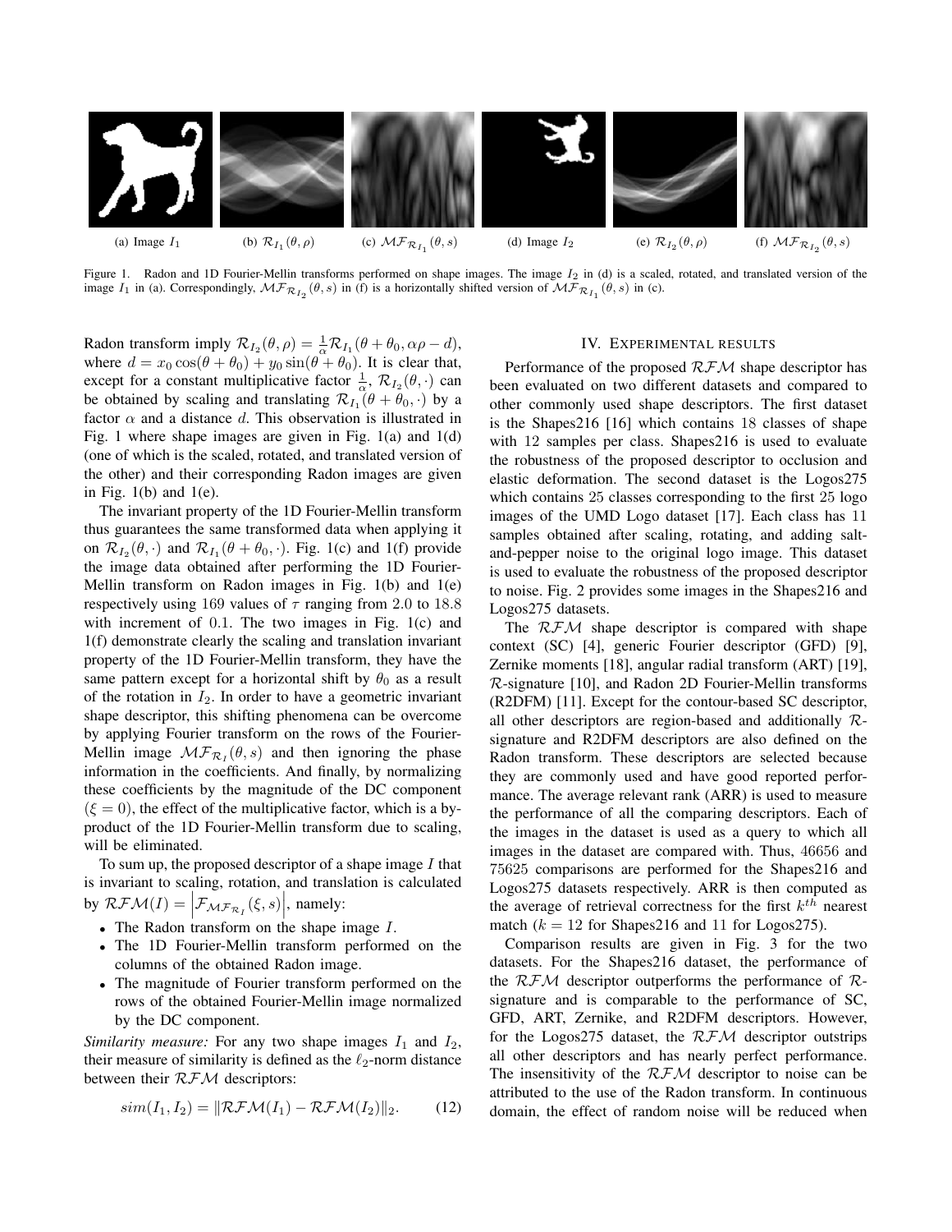(a) Image $I_1$ (b) $\mathcal{R}_{I_1}(\theta, \rho)$ (c) $\mathcal{MF}_{\mathcal{R}_{I_1}}(\theta, s)$ (d) Image $I_2$ (e) $\mathcal{R}_{I_2}(\theta, \rho)$ (f) $\mathcal{MF}_{\mathcal{R}_{I_2}}(\theta, s)$

Figure 1. Radon and 1D Fourier-Mellin transforms performed on shape images. The image $I_2$ in (d) is a scaled, rotated, and translated version of the image $I_1$ in (a). Correspondingly, $\mathcal{MF}_{\mathcal{R}_{I_2}}(\theta, s)$ in (f) is a horizontally shifted version of $\mathcal{MF}_{\mathcal{R}_{I_1}}(\theta, s)$ in (c).

Radon transform imply $\mathcal{R}_{I_2}(\theta, \rho) = \frac{1}{\alpha}\mathcal{R}_{I_1}(\theta + \theta_0, \alpha\rho - d)$, where $d = x_0 \cos(\theta + \theta_0) + y_0 \sin(\theta + \theta_0)$. It is clear that, except for a constant multiplicative factor $\frac{1}{\alpha}$, $\mathcal{R}_{I_2}(\theta, \cdot)$ can be obtained by scaling and translating $\mathcal{R}_{I_1}(\theta + \theta_0, \cdot)$ by a factor $\alpha$ and a distance $d$. This observation is illustrated in Fig. 1 where shape images are given in Fig. 1(a) and 1(d) (one of which is the scaled, rotated, and translated version of the other) and their corresponding Radon images are given in Fig. 1(b) and 1(e).

The invariant property of the 1D Fourier-Mellin transform thus guarantees the same transformed data when applying it on $\mathcal{R}_{I_2}(\theta, \cdot)$ and $\mathcal{R}_{I_1}(\theta + \theta_0, \cdot)$. Fig. 1(c) and 1(f) provide the image data obtained after performing the 1D Fourier-Mellin transform on Radon images in Fig. 1(b) and 1(e) respectively using 169 values of $\tau$ ranging from 2.0 to 18.8 with increment of 0.1. The two images in Fig. 1(c) and 1(f) demonstrate clearly the scaling and translation invariant property of the 1D Fourier-Mellin transform, they have the same pattern except for a horizontal shift by $\theta_0$ as a result of the rotation in $I_2$. In order to have a geometric invariant shape descriptor, this shifting phenomena can be overcome by applying Fourier transform on the rows of the Fourier-Mellin image $\mathcal{MF}_{\mathcal{R}_I}(\theta, s)$ and then ignoring the phase information in the coefficients. And finally, by normalizing these coefficients by the magnitude of the DC component ($\xi = 0$), the effect of the multiplicative factor, which is a by-product of the 1D Fourier-Mellin transform due to scaling, will be eliminated.

To sum up, the proposed descriptor of a shape image $I$ that is invariant to scaling, rotation, and translation is calculated by $\mathcal{RFM}(I) = \left|\mathcal{F}_{\mathcal{MF}_{\mathcal{R}_I}}(\xi, s)\right|$, namely:

- The Radon transform on the shape image $I$.
- The 1D Fourier-Mellin transform performed on the columns of the obtained Radon image.
- The magnitude of Fourier transform performed on the rows of the obtained Fourier-Mellin image normalized by the DC component.

*Similarity measure:* For any two shape images $I_1$ and $I_2$, their measure of similarity is defined as the $\ell_2$-norm distance between their $\mathcal{RFM}$ descriptors:

$$sim(I_1, I_2) = \|\mathcal{RFM}(I_1) - \mathcal{RFM}(I_2)\|_2. \qquad (12)$$

## IV. Experimental results

Performance of the proposed $\mathcal{RFM}$ shape descriptor has been evaluated on two different datasets and compared to other commonly used shape descriptors. The first dataset is the Shapes216 [16] which contains 18 classes of shape with 12 samples per class. Shapes216 is used to evaluate the robustness of the proposed descriptor to occlusion and elastic deformation. The second dataset is the Logos275 which contains 25 classes corresponding to the first 25 logo images of the UMD Logo dataset [17]. Each class has 11 samples obtained after scaling, rotating, and adding salt-and-pepper noise to the original logo image. This dataset is used to evaluate the robustness of the proposed descriptor to noise. Fig. 2 provides some images in the Shapes216 and Logos275 datasets.

The $\mathcal{RFM}$ shape descriptor is compared with shape context (SC) [4], generic Fourier descriptor (GFD) [9], Zernike moments [18], angular radial transform (ART) [19], $\mathcal{R}$-signature [10], and Radon 2D Fourier-Mellin transforms (R2DFM) [11]. Except for the contour-based SC descriptor, all other descriptors are region-based and additionally $\mathcal{R}$-signature and R2DFM descriptors are also defined on the Radon transform. These descriptors are selected because they are commonly used and have good reported performance. The average relevant rank (ARR) is used to measure the performance of all the comparing descriptors. Each of the images in the dataset is used as a query to which all images in the dataset are compared with. Thus, 46656 and 75625 comparisons are performed for the Shapes216 and Logos275 datasets respectively. ARR is then computed as the average of retrieval correctness for the first $k^{th}$ nearest match ($k = 12$ for Shapes216 and 11 for Logos275).

Comparison results are given in Fig. 3 for the two datasets. For the Shapes216 dataset, the performance of the $\mathcal{RFM}$ descriptor outperforms the performance of $\mathcal{R}$-signature and is comparable to the performance of SC, GFD, ART, Zernike, and R2DFM descriptors. However, for the Logos275 dataset, the $\mathcal{RFM}$ descriptor outstrips all other descriptors and has nearly perfect performance. The insensitivity of the $\mathcal{RFM}$ descriptor to noise can be attributed to the use of the Radon transform. In continuous domain, the effect of random noise will be reduced when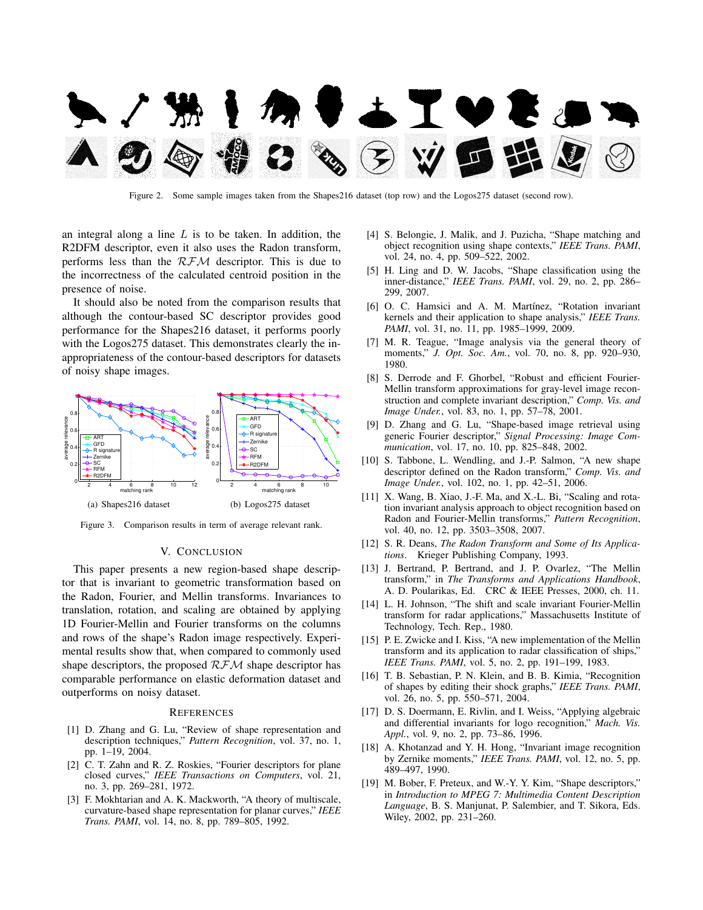Figure 2. Some sample images taken from the Shapes216 dataset (top row) and the Logos275 dataset (second row).

an integral along a line $L$ is to be taken. In addition, the R2DFM descriptor, even it also uses the Radon transform, performs less than the $\mathcal{RFM}$ descriptor. This is due to the incorrectness of the calculated centroid position in the presence of noise.

It should also be noted from the comparison results that although the contour-based SC descriptor provides good performance for the Shapes216 dataset, it performs poorly with the Logos275 dataset. This demonstrates clearly the inappropriateness of the contour-based descriptors for datasets of noisy shape images.

average relevance
ART
GFD
R signature
Zernike
SC
RFM
R2DFM
matching rank

(a) Shapes216 dataset

average relevance
ART
GFD
R signature
Zernike
SC
RFM
R2DFM
matching rank

(b) Logos275 dataset

Figure 3. Comparison results in term of average relevant rank.

## V. Conclusion

This paper presents a new region-based shape descriptor that is invariant to geometric transformation based on the Radon, Fourier, and Mellin transforms. Invariances to translation, rotation, and scaling are obtained by applying 1D Fourier-Mellin and Fourier transforms on the columns and rows of the shape's Radon image respectively. Experimental results show that, when compared to commonly used shape descriptors, the proposed $\mathcal{RFM}$ shape descriptor has comparable performance on elastic deformation dataset and outperforms on noisy dataset.

## References

[1] D. Zhang and G. Lu, "Review of shape representation and description techniques," *Pattern Recognition*, vol. 37, no. 1, pp. 1–19, 2004.

[2] C. T. Zahn and R. Z. Roskies, "Fourier descriptors for plane closed curves," *IEEE Transactions on Computers*, vol. 21, no. 3, pp. 269–281, 1972.

[3] F. Mokhtarian and A. K. Mackworth, "A theory of multiscale, curvature-based shape representation for planar curves," *IEEE Trans. PAMI*, vol. 14, no. 8, pp. 789–805, 1992.

[4] S. Belongie, J. Malik, and J. Puzicha, "Shape matching and object recognition using shape contexts," *IEEE Trans. PAMI*, vol. 24, no. 4, pp. 509–522, 2002.

[5] H. Ling and D. W. Jacobs, "Shape classification using the inner-distance," *IEEE Trans. PAMI*, vol. 29, no. 2, pp. 286–299, 2007.

[6] O. C. Hamsici and A. M. Martínez, "Rotation invariant kernels and their application to shape analysis," *IEEE Trans. PAMI*, vol. 31, no. 11, pp. 1985–1999, 2009.

[7] M. R. Teague, "Image analysis via the general theory of moments," *J. Opt. Soc. Am.*, vol. 70, no. 8, pp. 920–930, 1980.

[8] S. Derrode and F. Ghorbel, "Robust and efficient Fourier-Mellin transform approximations for gray-level image reconstruction and complete invariant description," *Comp. Vis. and Image Under.*, vol. 83, no. 1, pp. 57–78, 2001.

[9] D. Zhang and G. Lu, "Shape-based image retrieval using generic Fourier descriptor," *Signal Processing: Image Communication*, vol. 17, no. 10, pp. 825–848, 2002.

[10] S. Tabbone, L. Wendling, and J.-P. Salmon, "A new shape descriptor defined on the Radon transform," *Comp. Vis. and Image Under.*, vol. 102, no. 1, pp. 42–51, 2006.

[11] X. Wang, B. Xiao, J.-F. Ma, and X.-L. Bi, "Scaling and rotation invariant analysis approach to object recognition based on Radon and Fourier-Mellin transforms," *Pattern Recognition*, vol. 40, no. 12, pp. 3503–3508, 2007.

[12] S. R. Deans, *The Radon Transform and Some of Its Applications*. Krieger Publishing Company, 1993.

[13] J. Bertrand, P. Bertrand, and J. P. Ovarlez, "The Mellin transform," in *The Transforms and Applications Handbook*, A. D. Poularikas, Ed. CRC & IEEE Presses, 2000, ch. 11.

[14] L. H. Johnson, "The shift and scale invariant Fourier-Mellin transform for radar applications," Massachusetts Institute of Technology, Tech. Rep., 1980.

[15] P. E. Zwicke and I. Kiss, "A new implementation of the Mellin transform and its application to radar classification of ships," *IEEE Trans. PAMI*, vol. 5, no. 2, pp. 191–199, 1983.

[16] T. B. Sebastian, P. N. Klein, and B. B. Kimia, "Recognition of shapes by editing their shock graphs," *IEEE Trans. PAMI*, vol. 26, no. 5, pp. 550–571, 2004.

[17] D. S. Doermann, E. Rivlin, and I. Weiss, "Applying algebraic and differential invariants for logo recognition," *Mach. Vis. Appl.*, vol. 9, no. 2, pp. 73–86, 1996.

[18] A. Khotanzad and Y. H. Hong, "Invariant image recognition by Zernike moments," *IEEE Trans. PAMI*, vol. 12, no. 5, pp. 489–497, 1990.

[19] M. Bober, F. Preteux, and W.-Y. Y. Kim, "Shape descriptors," in *Introduction to MPEG 7: Multimedia Content Description Language*, B. S. Manjunat, P. Salembier, and T. Sikora, Eds. Wiley, 2002, pp. 231–260.